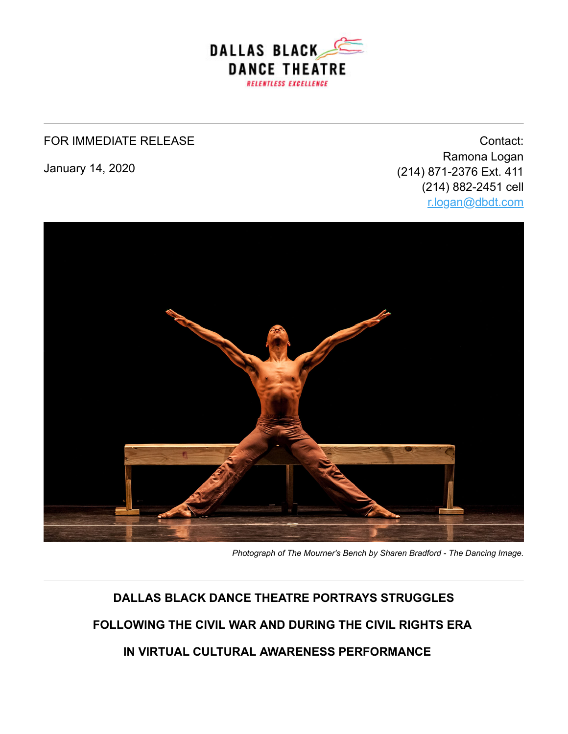DALLAS BLACK DANCE THEATRE

RELENTLESS EXCELLENCE

FOR IMMEDIATE RELEASE

January 14, 2020

Contact:
Ramona Logan
(214) 871-2376 Ext. 411
(214) 882-2451 cell
r.logan@dbdt.com

*Photograph of The Mourner's Bench by Sharen Bradford - The Dancing Image.*

## DALLAS BLACK DANCE THEATRE PORTRAYS STRUGGLES FOLLOWING THE CIVIL WAR AND DURING THE CIVIL RIGHTS ERA IN VIRTUAL CULTURAL AWARENESS PERFORMANCE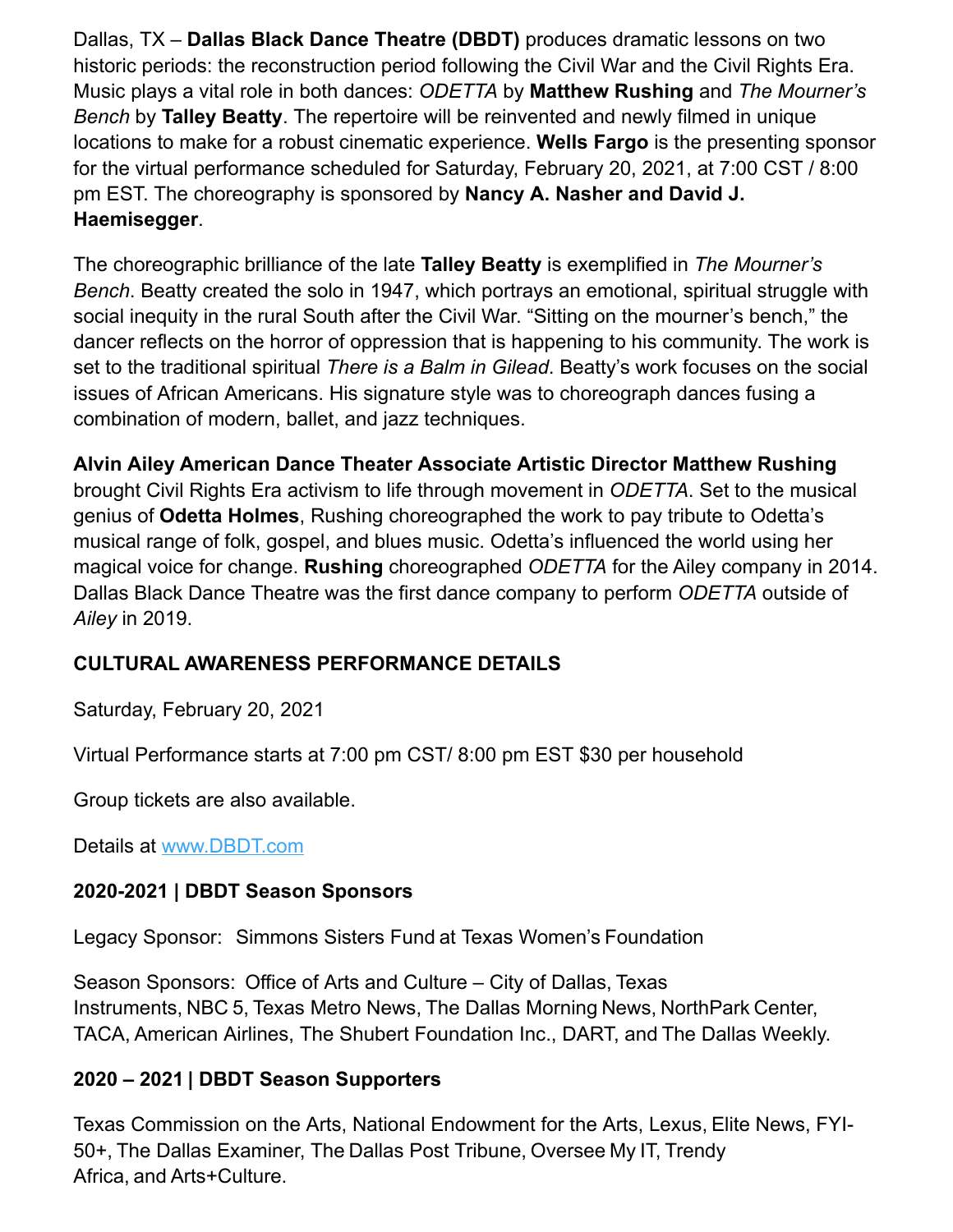Dallas, TX – **Dallas Black Dance Theatre (DBDT)** produces dramatic lessons on two historic periods: the reconstruction period following the Civil War and the Civil Rights Era. Music plays a vital role in both dances: *ODETTA* by **Matthew Rushing** and *The Mourner's Bench* by **Talley Beatty**. The repertoire will be reinvented and newly filmed in unique locations to make for a robust cinematic experience. **Wells Fargo** is the presenting sponsor for the virtual performance scheduled for Saturday, February 20, 2021, at 7:00 CST / 8:00 pm EST. The choreography is sponsored by **Nancy A. Nasher and David J. Haemisegger**.

The choreographic brilliance of the late **Talley Beatty** is exemplified in *The Mourner's Bench*. Beatty created the solo in 1947, which portrays an emotional, spiritual struggle with social inequity in the rural South after the Civil War. "Sitting on the mourner's bench," the dancer reflects on the horror of oppression that is happening to his community. The work is set to the traditional spiritual *There is a Balm in Gilead*. Beatty's work focuses on the social issues of African Americans. His signature style was to choreograph dances fusing a combination of modern, ballet, and jazz techniques.

**Alvin Ailey American Dance Theater Associate Artistic Director Matthew Rushing** brought Civil Rights Era activism to life through movement in *ODETTA*. Set to the musical genius of **Odetta Holmes**, Rushing choreographed the work to pay tribute to Odetta's musical range of folk, gospel, and blues music. Odetta's influenced the world using her magical voice for change. **Rushing** choreographed *ODETTA* for the Ailey company in 2014. Dallas Black Dance Theatre was the first dance company to perform *ODETTA* outside of *Ailey* in 2019.

**CULTURAL AWARENESS PERFORMANCE DETAILS**

Saturday, February 20, 2021

Virtual Performance starts at 7:00 pm CST/ 8:00 pm EST $30 per household

Group tickets are also available.

Details at www.DBDT.com

**2020-2021 | DBDT Season Sponsors**

Legacy Sponsor: Simmons Sisters Fund at Texas Women's Foundation

Season Sponsors: Office of Arts and Culture – City of Dallas, Texas Instruments, NBC 5, Texas Metro News, The Dallas Morning News, NorthPark Center, TACA, American Airlines, The Shubert Foundation Inc., DART, and The Dallas Weekly.

**2020 – 2021 | DBDT Season Supporters**

Texas Commission on the Arts, National Endowment for the Arts, Lexus, Elite News, FYI-50+, The Dallas Examiner, The Dallas Post Tribune, Oversee My IT, Trendy Africa, and Arts+Culture.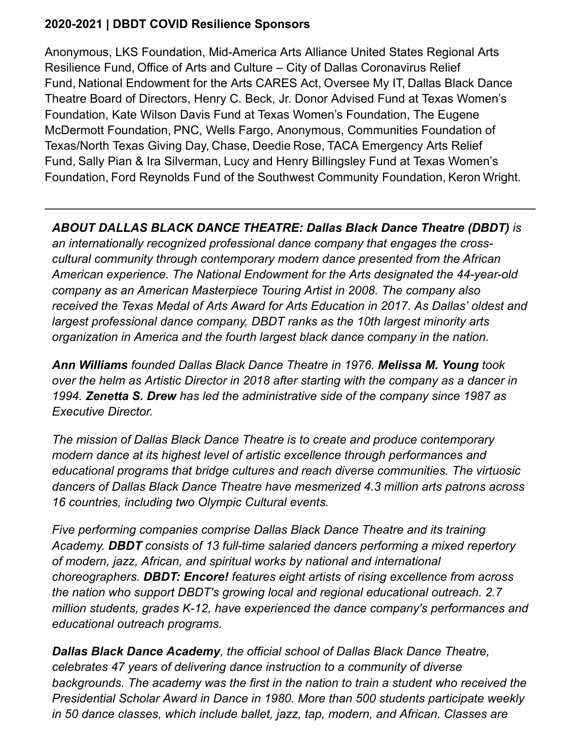**2020-2021 | DBDT COVID Resilience Sponsors**

Anonymous, LKS Foundation, Mid-America Arts Alliance United States Regional Arts Resilience Fund, Office of Arts and Culture – City of Dallas Coronavirus Relief Fund, National Endowment for the Arts CARES Act, Oversee My IT, Dallas Black Dance Theatre Board of Directors, Henry C. Beck, Jr. Donor Advised Fund at Texas Women's Foundation, Kate Wilson Davis Fund at Texas Women's Foundation, The Eugene McDermott Foundation, PNC, Wells Fargo, Anonymous, Communities Foundation of Texas/North Texas Giving Day, Chase, Deedie Rose, TACA Emergency Arts Relief Fund, Sally Pian & Ira Silverman, Lucy and Henry Billingsley Fund at Texas Women's Foundation, Ford Reynolds Fund of the Southwest Community Foundation, Keron Wright.

---

***ABOUT DALLAS BLACK DANCE THEATRE: Dallas Black Dance Theatre (DBDT)*** *is an internationally recognized professional dance company that engages the cross-cultural community through contemporary modern dance presented from the African American experience. The National Endowment for the Arts designated the 44-year-old company as an American Masterpiece Touring Artist in 2008. The company also received the Texas Medal of Arts Award for Arts Education in 2017. As Dallas' oldest and largest professional dance company, DBDT ranks as the 10th largest minority arts organization in America and the fourth largest black dance company in the nation.*

***Ann Williams*** *founded Dallas Black Dance Theatre in 1976.* ***Melissa M. Young*** *took over the helm as Artistic Director in 2018 after starting with the company as a dancer in 1994.* ***Zenetta S. Drew*** *has led the administrative side of the company since 1987 as Executive Director.*

*The mission of Dallas Black Dance Theatre is to create and produce contemporary modern dance at its highest level of artistic excellence through performances and educational programs that bridge cultures and reach diverse communities. The virtuosic dancers of Dallas Black Dance Theatre have mesmerized 4.3 million arts patrons across 16 countries, including two Olympic Cultural events.*

*Five performing companies comprise Dallas Black Dance Theatre and its training Academy.* ***DBDT*** *consists of 13 full-time salaried dancers performing a mixed repertory of modern, jazz, African, and spiritual works by national and international choreographers.* ***DBDT: Encore!*** *features eight artists of rising excellence from across the nation who support DBDT's growing local and regional educational outreach. 2.7 million students, grades K-12, have experienced the dance company's performances and educational outreach programs.*

***Dallas Black Dance Academy****, the official school of Dallas Black Dance Theatre, celebrates 47 years of delivering dance instruction to a community of diverse backgrounds. The academy was the first in the nation to train a student who received the Presidential Scholar Award in Dance in 1980. More than 500 students participate weekly in 50 dance classes, which include ballet, jazz, tap, modern, and African. Classes are*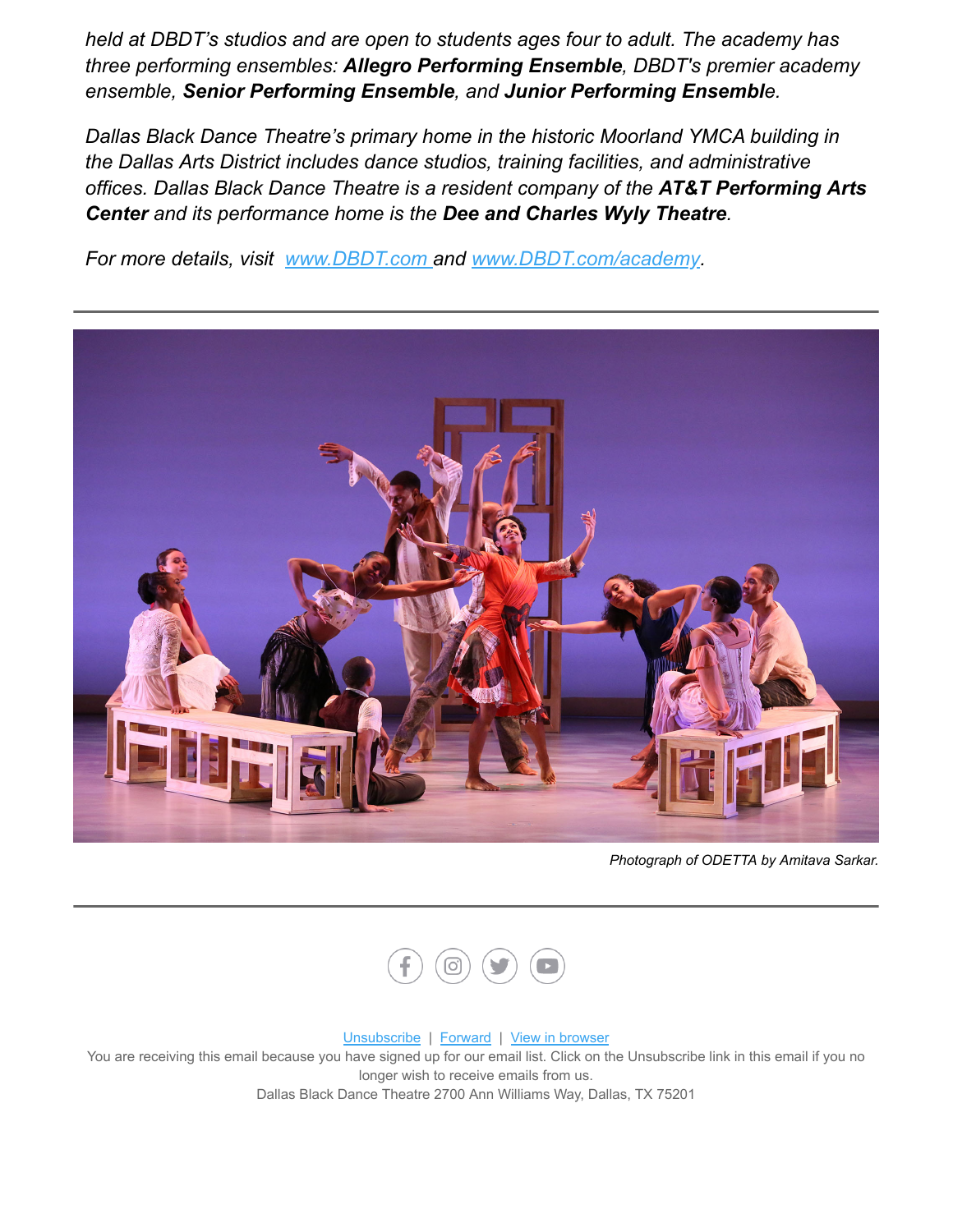*held at DBDT's studios and are open to students ages four to adult. The academy has three performing ensembles:* ***Allegro Performing Ensemble****, DBDT's premier academy ensemble,* ***Senior Performing Ensemble****, and* ***Junior Performing Ensembl****e.*

*Dallas Black Dance Theatre's primary home in the historic Moorland YMCA building in the Dallas Arts District includes dance studios, training facilities, and administrative offices. Dallas Black Dance Theatre is a resident company of the* ***AT&T Performing Arts Center*** *and its performance home is the* ***Dee and Charles Wyly Theatre****.*

*For more details, visit [www.DBDT.com](www.DBDT.com) and [www.DBDT.com/academy](www.DBDT.com/academy).*

---

*Photograph of ODETTA by Amitava Sarkar.*

---

Unsubscribe | Forward | View in browser

You are receiving this email because you have signed up for our email list. Click on the Unsubscribe link in this email if you no longer wish to receive emails from us.

Dallas Black Dance Theatre 2700 Ann Williams Way, Dallas, TX 75201